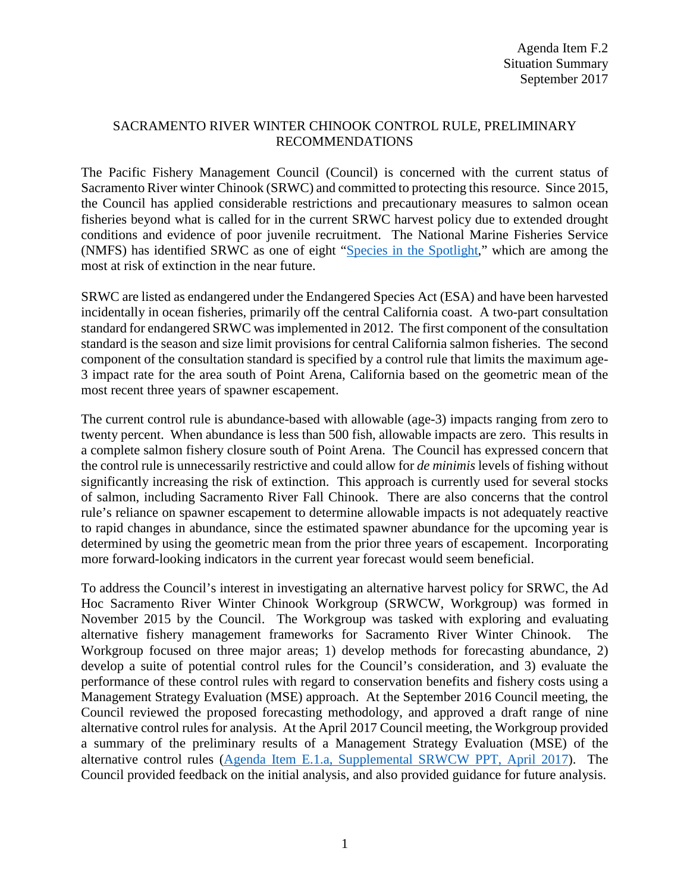Agenda Item F.2
Situation Summary
September 2017

# SACRAMENTO RIVER WINTER CHINOOK CONTROL RULE, PRELIMINARY RECOMMENDATIONS

The Pacific Fishery Management Council (Council) is concerned with the current status of Sacramento River winter Chinook (SRWC) and committed to protecting this resource. Since 2015, the Council has applied considerable restrictions and precautionary measures to salmon ocean fisheries beyond what is called for in the current SRWC harvest policy due to extended drought conditions and evidence of poor juvenile recruitment. The National Marine Fisheries Service (NMFS) has identified SRWC as one of eight "Species in the Spotlight," which are among the most at risk of extinction in the near future.

SRWC are listed as endangered under the Endangered Species Act (ESA) and have been harvested incidentally in ocean fisheries, primarily off the central California coast. A two-part consultation standard for endangered SRWC was implemented in 2012. The first component of the consultation standard is the season and size limit provisions for central California salmon fisheries. The second component of the consultation standard is specified by a control rule that limits the maximum age-3 impact rate for the area south of Point Arena, California based on the geometric mean of the most recent three years of spawner escapement.

The current control rule is abundance-based with allowable (age-3) impacts ranging from zero to twenty percent. When abundance is less than 500 fish, allowable impacts are zero. This results in a complete salmon fishery closure south of Point Arena. The Council has expressed concern that the control rule is unnecessarily restrictive and could allow for *de minimis* levels of fishing without significantly increasing the risk of extinction. This approach is currently used for several stocks of salmon, including Sacramento River Fall Chinook. There are also concerns that the control rule's reliance on spawner escapement to determine allowable impacts is not adequately reactive to rapid changes in abundance, since the estimated spawner abundance for the upcoming year is determined by using the geometric mean from the prior three years of escapement. Incorporating more forward-looking indicators in the current year forecast would seem beneficial.

To address the Council's interest in investigating an alternative harvest policy for SRWC, the Ad Hoc Sacramento River Winter Chinook Workgroup (SRWCW, Workgroup) was formed in November 2015 by the Council. The Workgroup was tasked with exploring and evaluating alternative fishery management frameworks for Sacramento River Winter Chinook. The Workgroup focused on three major areas; 1) develop methods for forecasting abundance, 2) develop a suite of potential control rules for the Council's consideration, and 3) evaluate the performance of these control rules with regard to conservation benefits and fishery costs using a Management Strategy Evaluation (MSE) approach. At the September 2016 Council meeting, the Council reviewed the proposed forecasting methodology, and approved a draft range of nine alternative control rules for analysis. At the April 2017 Council meeting, the Workgroup provided a summary of the preliminary results of a Management Strategy Evaluation (MSE) of the alternative control rules (Agenda Item E.1.a, Supplemental SRWCW PPT, April 2017). The Council provided feedback on the initial analysis, and also provided guidance for future analysis.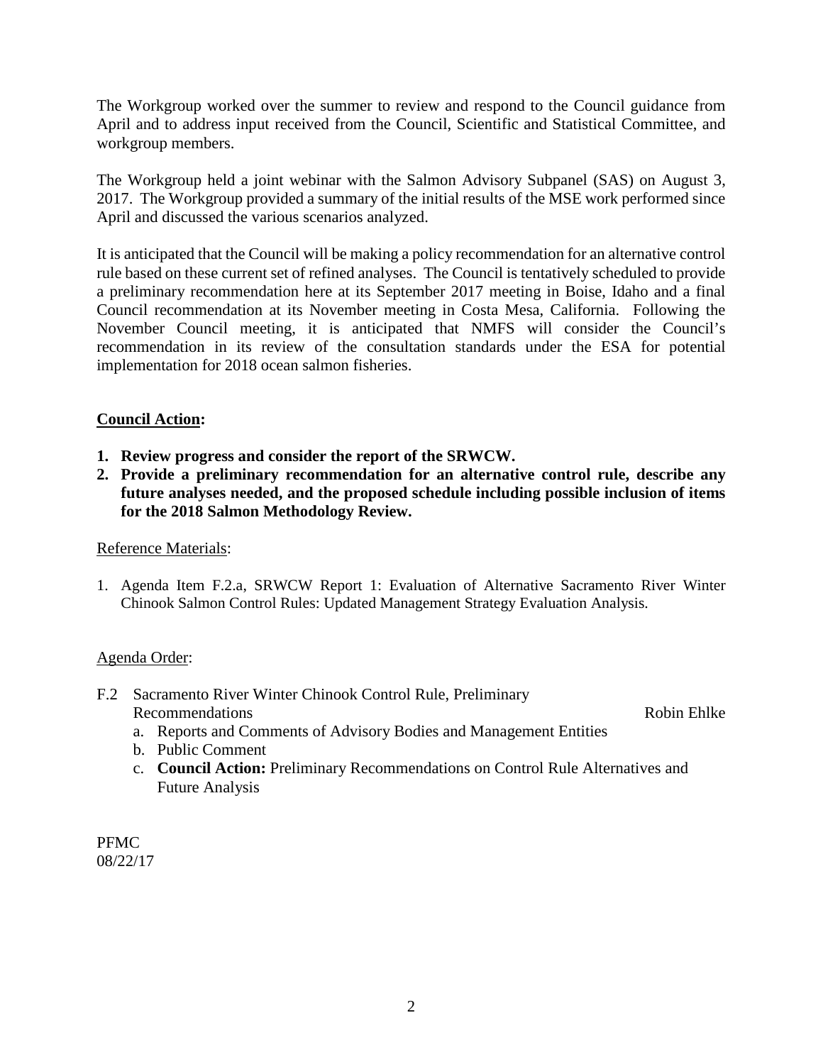The Workgroup worked over the summer to review and respond to the Council guidance from April and to address input received from the Council, Scientific and Statistical Committee, and workgroup members.

The Workgroup held a joint webinar with the Salmon Advisory Subpanel (SAS) on August 3, 2017. The Workgroup provided a summary of the initial results of the MSE work performed since April and discussed the various scenarios analyzed.

It is anticipated that the Council will be making a policy recommendation for an alternative control rule based on these current set of refined analyses. The Council is tentatively scheduled to provide a preliminary recommendation here at its September 2017 meeting in Boise, Idaho and a final Council recommendation at its November meeting in Costa Mesa, California. Following the November Council meeting, it is anticipated that NMFS will consider the Council's recommendation in its review of the consultation standards under the ESA for potential implementation for 2018 ocean salmon fisheries.

**Council Action:**

1. **Review progress and consider the report of the SRWCW.**
2. **Provide a preliminary recommendation for an alternative control rule, describe any future analyses needed, and the proposed schedule including possible inclusion of items for the 2018 Salmon Methodology Review.**

Reference Materials:

1. Agenda Item F.2.a, SRWCW Report 1: Evaluation of Alternative Sacramento River Winter Chinook Salmon Control Rules: Updated Management Strategy Evaluation Analysis.

Agenda Order:

F.2 Sacramento River Winter Chinook Control Rule, Preliminary Recommendations — Robin Ehlke

a. Reports and Comments of Advisory Bodies and Management Entities
b. Public Comment
c. **Council Action:** Preliminary Recommendations on Control Rule Alternatives and Future Analysis

PFMC
08/22/17